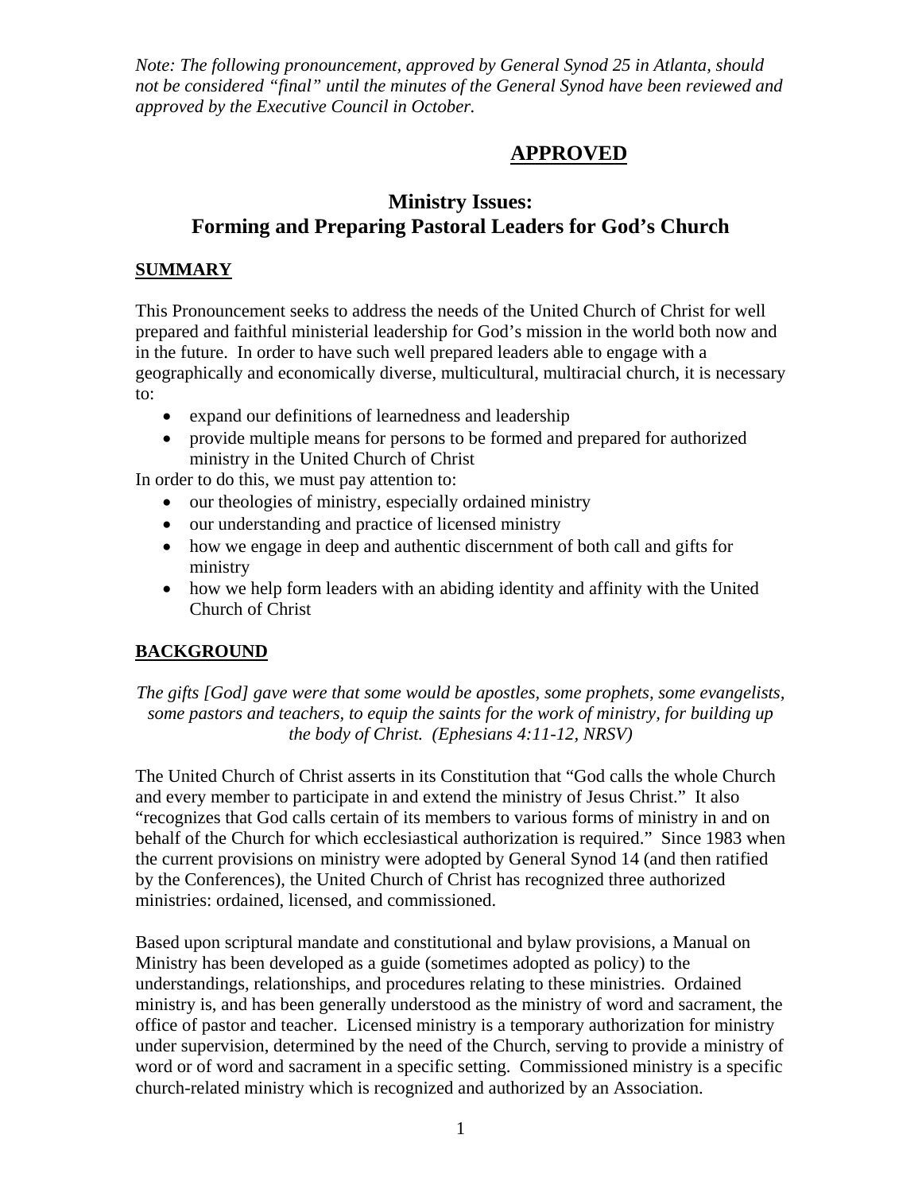*Note: The following pronouncement, approved by General Synod 25 in Atlanta, should not be considered "final" until the minutes of the General Synod have been reviewed and approved by the Executive Council in October.*

**APPROVED**

# Ministry Issues: Forming and Preparing Pastoral Leaders for God's Church

## SUMMARY

This Pronouncement seeks to address the needs of the United Church of Christ for well prepared and faithful ministerial leadership for God's mission in the world both now and in the future. In order to have such well prepared leaders able to engage with a geographically and economically diverse, multicultural, multiracial church, it is necessary to:

- expand our definitions of learnedness and leadership
- provide multiple means for persons to be formed and prepared for authorized ministry in the United Church of Christ

In order to do this, we must pay attention to:

- our theologies of ministry, especially ordained ministry
- our understanding and practice of licensed ministry
- how we engage in deep and authentic discernment of both call and gifts for ministry
- how we help form leaders with an abiding identity and affinity with the United Church of Christ

## BACKGROUND

*The gifts [God] gave were that some would be apostles, some prophets, some evangelists, some pastors and teachers, to equip the saints for the work of ministry, for building up the body of Christ. (Ephesians 4:11-12, NRSV)*

The United Church of Christ asserts in its Constitution that "God calls the whole Church and every member to participate in and extend the ministry of Jesus Christ." It also "recognizes that God calls certain of its members to various forms of ministry in and on behalf of the Church for which ecclesiastical authorization is required." Since 1983 when the current provisions on ministry were adopted by General Synod 14 (and then ratified by the Conferences), the United Church of Christ has recognized three authorized ministries: ordained, licensed, and commissioned.

Based upon scriptural mandate and constitutional and bylaw provisions, a Manual on Ministry has been developed as a guide (sometimes adopted as policy) to the understandings, relationships, and procedures relating to these ministries. Ordained ministry is, and has been generally understood as the ministry of word and sacrament, the office of pastor and teacher. Licensed ministry is a temporary authorization for ministry under supervision, determined by the need of the Church, serving to provide a ministry of word or of word and sacrament in a specific setting. Commissioned ministry is a specific church-related ministry which is recognized and authorized by an Association.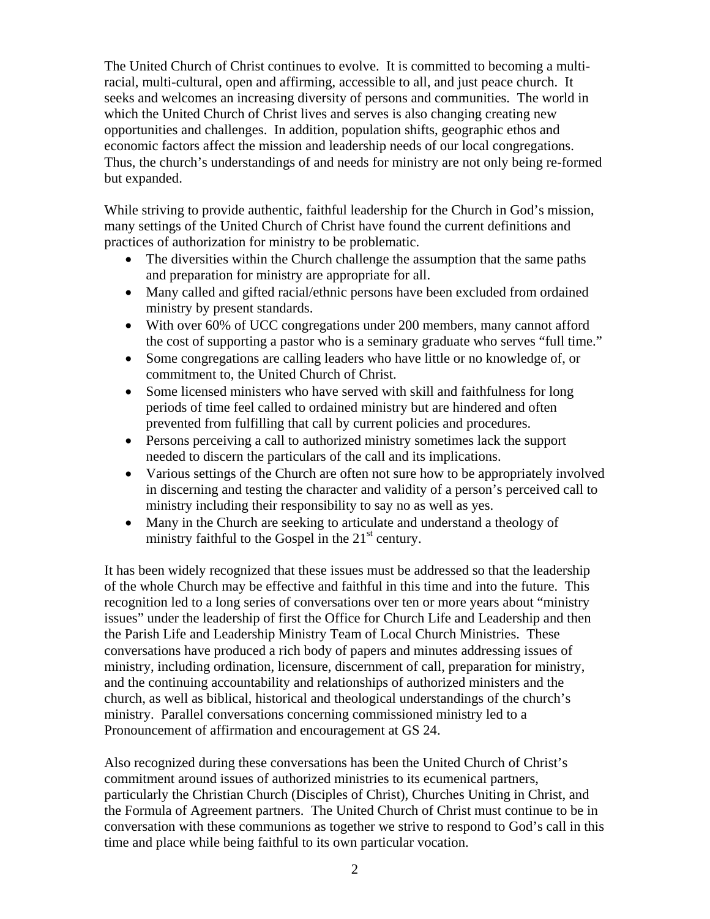The United Church of Christ continues to evolve. It is committed to becoming a multi-racial, multi-cultural, open and affirming, accessible to all, and just peace church. It seeks and welcomes an increasing diversity of persons and communities. The world in which the United Church of Christ lives and serves is also changing creating new opportunities and challenges. In addition, population shifts, geographic ethos and economic factors affect the mission and leadership needs of our local congregations. Thus, the church's understandings of and needs for ministry are not only being re-formed but expanded.

While striving to provide authentic, faithful leadership for the Church in God's mission, many settings of the United Church of Christ have found the current definitions and practices of authorization for ministry to be problematic.

- The diversities within the Church challenge the assumption that the same paths and preparation for ministry are appropriate for all.
- Many called and gifted racial/ethnic persons have been excluded from ordained ministry by present standards.
- With over 60% of UCC congregations under 200 members, many cannot afford the cost of supporting a pastor who is a seminary graduate who serves "full time."
- Some congregations are calling leaders who have little or no knowledge of, or commitment to, the United Church of Christ.
- Some licensed ministers who have served with skill and faithfulness for long periods of time feel called to ordained ministry but are hindered and often prevented from fulfilling that call by current policies and procedures.
- Persons perceiving a call to authorized ministry sometimes lack the support needed to discern the particulars of the call and its implications.
- Various settings of the Church are often not sure how to be appropriately involved in discerning and testing the character and validity of a person's perceived call to ministry including their responsibility to say no as well as yes.
- Many in the Church are seeking to articulate and understand a theology of ministry faithful to the Gospel in the 21st century.

It has been widely recognized that these issues must be addressed so that the leadership of the whole Church may be effective and faithful in this time and into the future. This recognition led to a long series of conversations over ten or more years about "ministry issues" under the leadership of first the Office for Church Life and Leadership and then the Parish Life and Leadership Ministry Team of Local Church Ministries. These conversations have produced a rich body of papers and minutes addressing issues of ministry, including ordination, licensure, discernment of call, preparation for ministry, and the continuing accountability and relationships of authorized ministers and the church, as well as biblical, historical and theological understandings of the church's ministry. Parallel conversations concerning commissioned ministry led to a Pronouncement of affirmation and encouragement at GS 24.

Also recognized during these conversations has been the United Church of Christ's commitment around issues of authorized ministries to its ecumenical partners, particularly the Christian Church (Disciples of Christ), Churches Uniting in Christ, and the Formula of Agreement partners. The United Church of Christ must continue to be in conversation with these communions as together we strive to respond to God's call in this time and place while being faithful to its own particular vocation.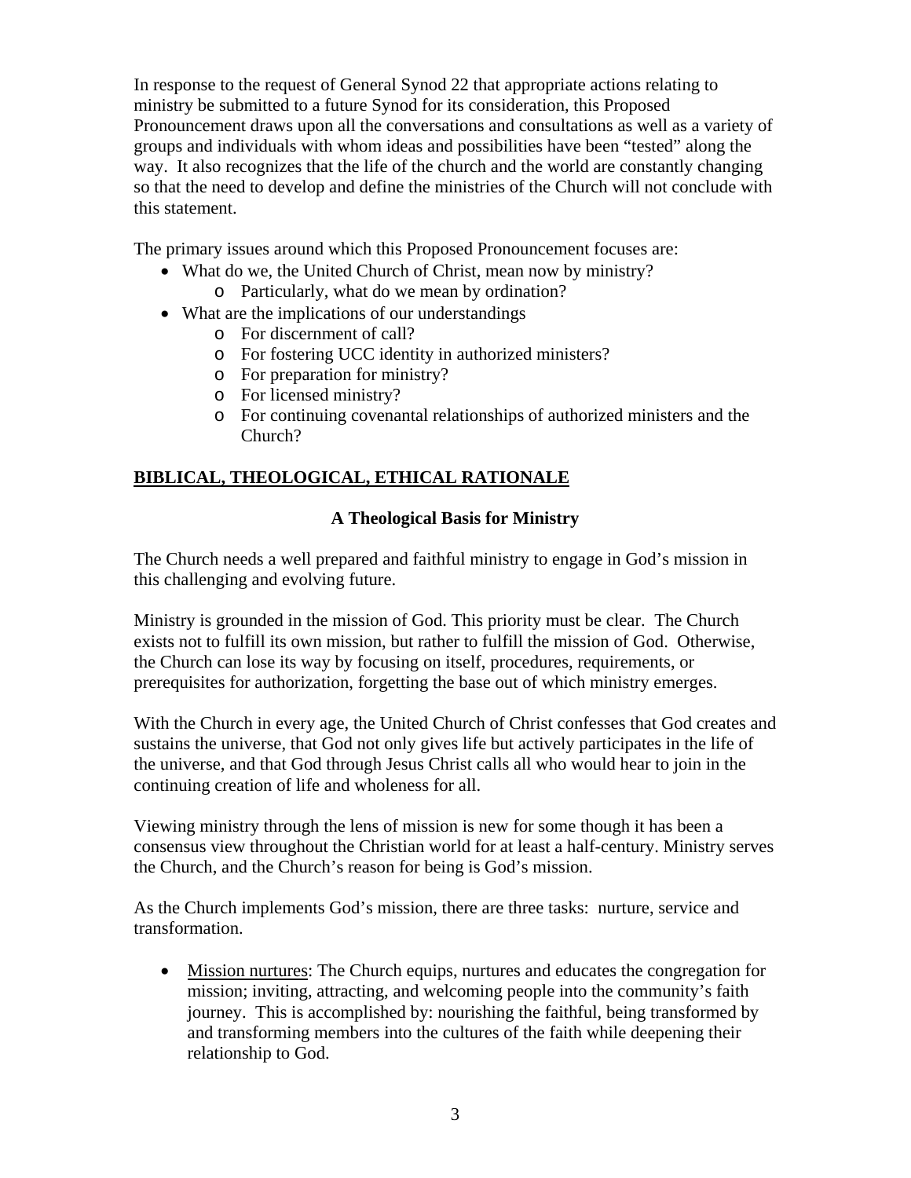In response to the request of General Synod 22 that appropriate actions relating to ministry be submitted to a future Synod for its consideration, this Proposed Pronouncement draws upon all the conversations and consultations as well as a variety of groups and individuals with whom ideas and possibilities have been "tested" along the way. It also recognizes that the life of the church and the world are constantly changing so that the need to develop and define the ministries of the Church will not conclude with this statement.

The primary issues around which this Proposed Pronouncement focuses are:

- What do we, the United Church of Christ, mean now by ministry?
  - Particularly, what do we mean by ordination?
- What are the implications of our understandings
  - For discernment of call?
  - For fostering UCC identity in authorized ministers?
  - For preparation for ministry?
  - For licensed ministry?
  - For continuing covenantal relationships of authorized ministers and the Church?

## <u>BIBLICAL, THEOLOGICAL, ETHICAL RATIONALE</u>

### A Theological Basis for Ministry

The Church needs a well prepared and faithful ministry to engage in God's mission in this challenging and evolving future.

Ministry is grounded in the mission of God. This priority must be clear. The Church exists not to fulfill its own mission, but rather to fulfill the mission of God. Otherwise, the Church can lose its way by focusing on itself, procedures, requirements, or prerequisites for authorization, forgetting the base out of which ministry emerges.

With the Church in every age, the United Church of Christ confesses that God creates and sustains the universe, that God not only gives life but actively participates in the life of the universe, and that God through Jesus Christ calls all who would hear to join in the continuing creation of life and wholeness for all.

Viewing ministry through the lens of mission is new for some though it has been a consensus view throughout the Christian world for at least a half-century. Ministry serves the Church, and the Church's reason for being is God's mission.

As the Church implements God's mission, there are three tasks: nurture, service and transformation.

- <u>Mission nurtures</u>: The Church equips, nurtures and educates the congregation for mission; inviting, attracting, and welcoming people into the community's faith journey. This is accomplished by: nourishing the faithful, being transformed by and transforming members into the cultures of the faith while deepening their relationship to God.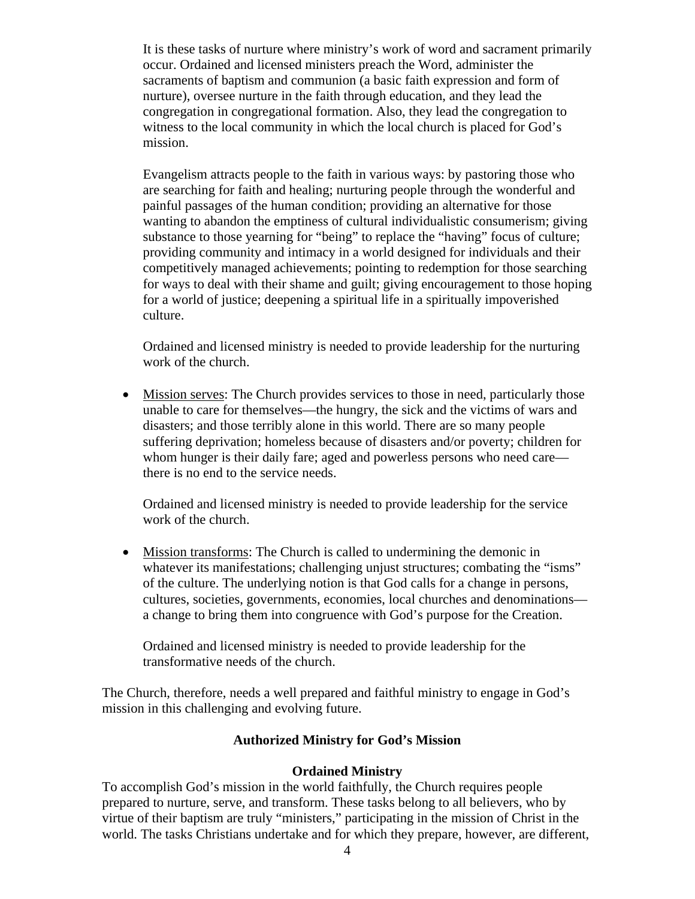It is these tasks of nurture where ministry's work of word and sacrament primarily occur. Ordained and licensed ministers preach the Word, administer the sacraments of baptism and communion (a basic faith expression and form of nurture), oversee nurture in the faith through education, and they lead the congregation in congregational formation. Also, they lead the congregation to witness to the local community in which the local church is placed for God's mission.

Evangelism attracts people to the faith in various ways: by pastoring those who are searching for faith and healing; nurturing people through the wonderful and painful passages of the human condition; providing an alternative for those wanting to abandon the emptiness of cultural individualistic consumerism; giving substance to those yearning for "being" to replace the "having" focus of culture; providing community and intimacy in a world designed for individuals and their competitively managed achievements; pointing to redemption for those searching for ways to deal with their shame and guilt; giving encouragement to those hoping for a world of justice; deepening a spiritual life in a spiritually impoverished culture.

Ordained and licensed ministry is needed to provide leadership for the nurturing work of the church.

- <u>Mission serves</u>: The Church provides services to those in need, particularly those unable to care for themselves—the hungry, the sick and the victims of wars and disasters; and those terribly alone in this world. There are so many people suffering deprivation; homeless because of disasters and/or poverty; children for whom hunger is their daily fare; aged and powerless persons who need care—there is no end to the service needs.

  Ordained and licensed ministry is needed to provide leadership for the service work of the church.

- <u>Mission transforms</u>: The Church is called to undermining the demonic in whatever its manifestations; challenging unjust structures; combating the "isms" of the culture. The underlying notion is that God calls for a change in persons, cultures, societies, governments, economies, local churches and denominations—a change to bring them into congruence with God's purpose for the Creation.

  Ordained and licensed ministry is needed to provide leadership for the transformative needs of the church.

The Church, therefore, needs a well prepared and faithful ministry to engage in God's mission in this challenging and evolving future.

## Authorized Ministry for God's Mission

### Ordained Ministry

To accomplish God's mission in the world faithfully, the Church requires people prepared to nurture, serve, and transform. These tasks belong to all believers, who by virtue of their baptism are truly "ministers," participating in the mission of Christ in the world. The tasks Christians undertake and for which they prepare, however, are different,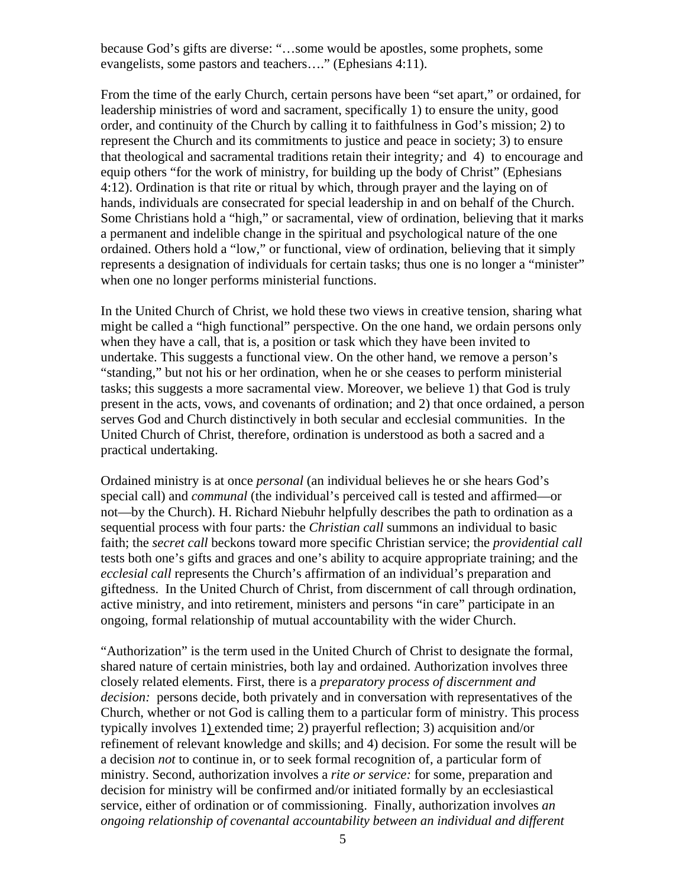because God's gifts are diverse: "…some would be apostles, some prophets, some evangelists, some pastors and teachers…." (Ephesians 4:11).

From the time of the early Church, certain persons have been "set apart," or ordained, for leadership ministries of word and sacrament, specifically 1) to ensure the unity, good order, and continuity of the Church by calling it to faithfulness in God's mission; 2) to represent the Church and its commitments to justice and peace in society; 3) to ensure that theological and sacramental traditions retain their integrity*;* and 4) to encourage and equip others "for the work of ministry, for building up the body of Christ" (Ephesians 4:12). Ordination is that rite or ritual by which, through prayer and the laying on of hands, individuals are consecrated for special leadership in and on behalf of the Church. Some Christians hold a "high," or sacramental, view of ordination, believing that it marks a permanent and indelible change in the spiritual and psychological nature of the one ordained. Others hold a "low," or functional, view of ordination, believing that it simply represents a designation of individuals for certain tasks; thus one is no longer a "minister" when one no longer performs ministerial functions.

In the United Church of Christ, we hold these two views in creative tension, sharing what might be called a "high functional" perspective. On the one hand, we ordain persons only when they have a call, that is, a position or task which they have been invited to undertake. This suggests a functional view. On the other hand, we remove a person's "standing," but not his or her ordination, when he or she ceases to perform ministerial tasks; this suggests a more sacramental view. Moreover, we believe 1) that God is truly present in the acts, vows, and covenants of ordination; and 2) that once ordained, a person serves God and Church distinctively in both secular and ecclesial communities. In the United Church of Christ, therefore, ordination is understood as both a sacred and a practical undertaking.

Ordained ministry is at once *personal* (an individual believes he or she hears God's special call) and *communal* (the individual's perceived call is tested and affirmed—or not—by the Church). H. Richard Niebuhr helpfully describes the path to ordination as a sequential process with four parts*:* the *Christian call* summons an individual to basic faith; the *secret call* beckons toward more specific Christian service; the *providential call* tests both one's gifts and graces and one's ability to acquire appropriate training; and the *ecclesial call* represents the Church's affirmation of an individual's preparation and giftedness. In the United Church of Christ, from discernment of call through ordination, active ministry, and into retirement, ministers and persons "in care" participate in an ongoing, formal relationship of mutual accountability with the wider Church.

"Authorization" is the term used in the United Church of Christ to designate the formal, shared nature of certain ministries, both lay and ordained. Authorization involves three closely related elements. First, there is a *preparatory process of discernment and decision:* persons decide, both privately and in conversation with representatives of the Church, whether or not God is calling them to a particular form of ministry. This process typically involves 1) extended time; 2) prayerful reflection; 3) acquisition and/or refinement of relevant knowledge and skills; and 4) decision. For some the result will be a decision *not* to continue in, or to seek formal recognition of, a particular form of ministry. Second, authorization involves a *rite or service:* for some, preparation and decision for ministry will be confirmed and/or initiated formally by an ecclesiastical service, either of ordination or of commissioning. Finally, authorization involves *an ongoing relationship of covenantal accountability between an individual and different*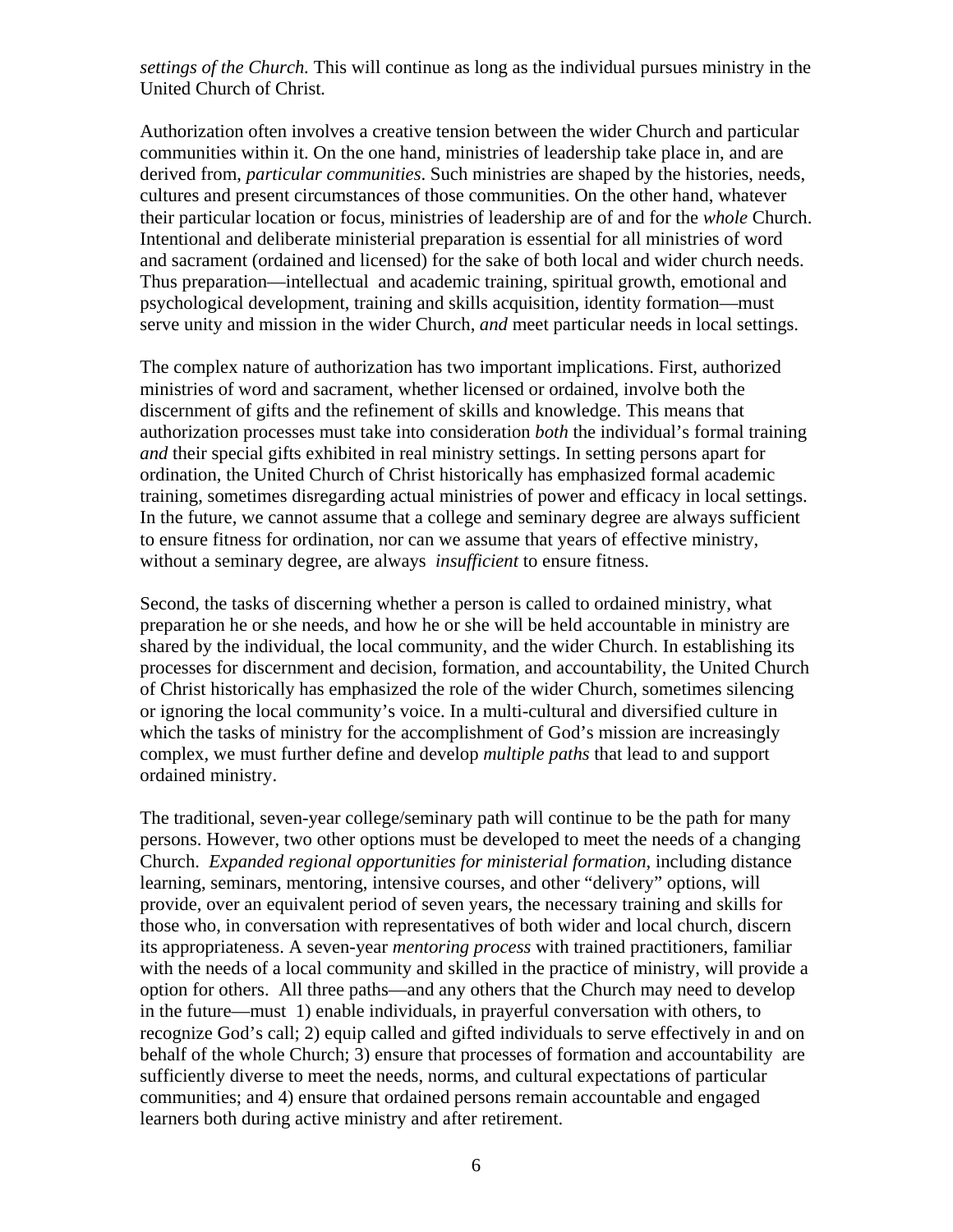*settings of the Church.* This will continue as long as the individual pursues ministry in the United Church of Christ.

Authorization often involves a creative tension between the wider Church and particular communities within it. On the one hand, ministries of leadership take place in, and are derived from, *particular communities*. Such ministries are shaped by the histories, needs, cultures and present circumstances of those communities. On the other hand, whatever their particular location or focus, ministries of leadership are of and for the *whole* Church. Intentional and deliberate ministerial preparation is essential for all ministries of word and sacrament (ordained and licensed) for the sake of both local and wider church needs. Thus preparation—intellectual and academic training, spiritual growth, emotional and psychological development, training and skills acquisition, identity formation—must serve unity and mission in the wider Church, *and* meet particular needs in local settings.

The complex nature of authorization has two important implications. First, authorized ministries of word and sacrament, whether licensed or ordained, involve both the discernment of gifts and the refinement of skills and knowledge. This means that authorization processes must take into consideration *both* the individual's formal training *and* their special gifts exhibited in real ministry settings. In setting persons apart for ordination, the United Church of Christ historically has emphasized formal academic training, sometimes disregarding actual ministries of power and efficacy in local settings. In the future, we cannot assume that a college and seminary degree are always sufficient to ensure fitness for ordination, nor can we assume that years of effective ministry, without a seminary degree, are always *insufficient* to ensure fitness.

Second, the tasks of discerning whether a person is called to ordained ministry, what preparation he or she needs, and how he or she will be held accountable in ministry are shared by the individual, the local community, and the wider Church. In establishing its processes for discernment and decision, formation, and accountability, the United Church of Christ historically has emphasized the role of the wider Church, sometimes silencing or ignoring the local community's voice. In a multi-cultural and diversified culture in which the tasks of ministry for the accomplishment of God's mission are increasingly complex, we must further define and develop *multiple paths* that lead to and support ordained ministry.

The traditional, seven-year college/seminary path will continue to be the path for many persons. However, two other options must be developed to meet the needs of a changing Church. *Expanded regional opportunities for ministerial formation*, including distance learning, seminars, mentoring, intensive courses, and other "delivery" options, will provide, over an equivalent period of seven years, the necessary training and skills for those who, in conversation with representatives of both wider and local church, discern its appropriateness. A seven-year *mentoring process* with trained practitioners, familiar with the needs of a local community and skilled in the practice of ministry, will provide a option for others. All three paths—and any others that the Church may need to develop in the future—must 1) enable individuals, in prayerful conversation with others, to recognize God's call; 2) equip called and gifted individuals to serve effectively in and on behalf of the whole Church; 3) ensure that processes of formation and accountability are sufficiently diverse to meet the needs, norms, and cultural expectations of particular communities; and 4) ensure that ordained persons remain accountable and engaged learners both during active ministry and after retirement.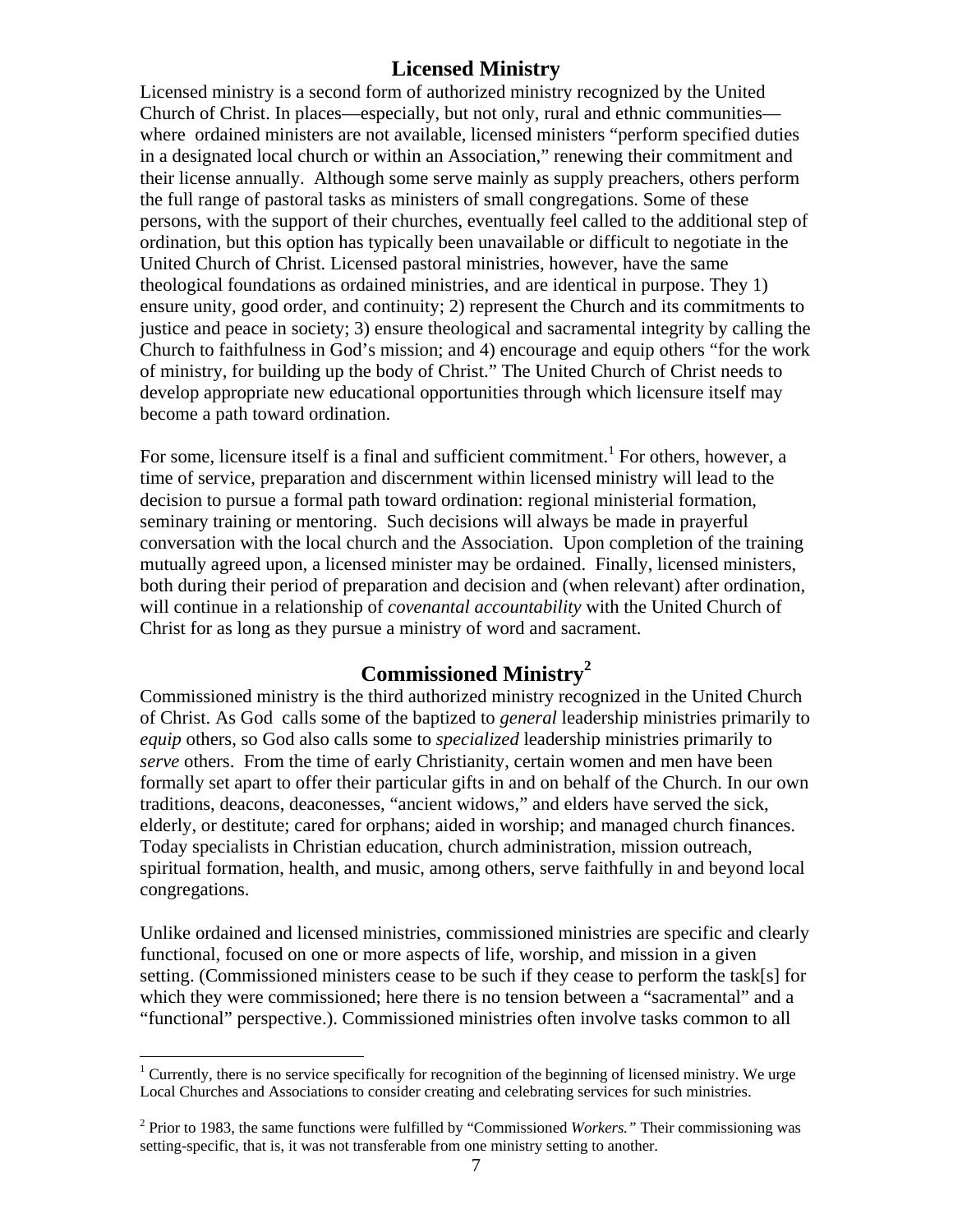## Licensed Ministry

Licensed ministry is a second form of authorized ministry recognized by the United Church of Christ. In places—especially, but not only, rural and ethnic communities—where ordained ministers are not available, licensed ministers "perform specified duties in a designated local church or within an Association," renewing their commitment and their license annually. Although some serve mainly as supply preachers, others perform the full range of pastoral tasks as ministers of small congregations. Some of these persons, with the support of their churches, eventually feel called to the additional step of ordination, but this option has typically been unavailable or difficult to negotiate in the United Church of Christ. Licensed pastoral ministries, however, have the same theological foundations as ordained ministries, and are identical in purpose. They 1) ensure unity, good order, and continuity; 2) represent the Church and its commitments to justice and peace in society; 3) ensure theological and sacramental integrity by calling the Church to faithfulness in God's mission; and 4) encourage and equip others "for the work of ministry, for building up the body of Christ." The United Church of Christ needs to develop appropriate new educational opportunities through which licensure itself may become a path toward ordination.

For some, licensure itself is a final and sufficient commitment.[1] For others, however, a time of service, preparation and discernment within licensed ministry will lead to the decision to pursue a formal path toward ordination: regional ministerial formation, seminary training or mentoring. Such decisions will always be made in prayerful conversation with the local church and the Association. Upon completion of the training mutually agreed upon, a licensed minister may be ordained. Finally, licensed ministers, both during their period of preparation and decision and (when relevant) after ordination, will continue in a relationship of *covenantal accountability* with the United Church of Christ for as long as they pursue a ministry of word and sacrament.

## Commissioned Ministry[2]

Commissioned ministry is the third authorized ministry recognized in the United Church of Christ. As God calls some of the baptized to *general* leadership ministries primarily to *equip* others, so God also calls some to *specialized* leadership ministries primarily to *serve* others. From the time of early Christianity, certain women and men have been formally set apart to offer their particular gifts in and on behalf of the Church. In our own traditions, deacons, deaconesses, "ancient widows," and elders have served the sick, elderly, or destitute; cared for orphans; aided in worship; and managed church finances. Today specialists in Christian education, church administration, mission outreach, spiritual formation, health, and music, among others, serve faithfully in and beyond local congregations.

Unlike ordained and licensed ministries, commissioned ministries are specific and clearly functional, focused on one or more aspects of life, worship, and mission in a given setting. (Commissioned ministers cease to be such if they cease to perform the task[s] for which they were commissioned; here there is no tension between a "sacramental" and a "functional" perspective.). Commissioned ministries often involve tasks common to all

---

[1] Currently, there is no service specifically for recognition of the beginning of licensed ministry. We urge Local Churches and Associations to consider creating and celebrating services for such ministries.

[2] Prior to 1983, the same functions were fulfilled by "Commissioned *Workers.*" Their commissioning was setting-specific, that is, it was not transferable from one ministry setting to another.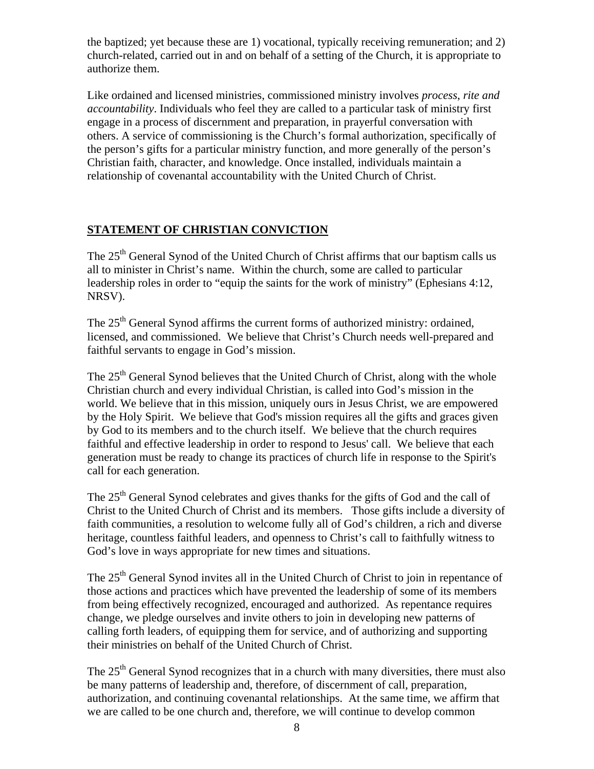the baptized; yet because these are 1) vocational, typically receiving remuneration; and 2) church-related, carried out in and on behalf of a setting of the Church, it is appropriate to authorize them.

Like ordained and licensed ministries, commissioned ministry involves *process, rite and accountability*. Individuals who feel they are called to a particular task of ministry first engage in a process of discernment and preparation, in prayerful conversation with others. A service of commissioning is the Church's formal authorization, specifically of the person's gifts for a particular ministry function, and more generally of the person's Christian faith, character, and knowledge. Once installed, individuals maintain a relationship of covenantal accountability with the United Church of Christ.

## STATEMENT OF CHRISTIAN CONVICTION

The 25th General Synod of the United Church of Christ affirms that our baptism calls us all to minister in Christ's name. Within the church, some are called to particular leadership roles in order to "equip the saints for the work of ministry" (Ephesians 4:12, NRSV).

The 25th General Synod affirms the current forms of authorized ministry: ordained, licensed, and commissioned. We believe that Christ's Church needs well-prepared and faithful servants to engage in God's mission.

The 25th General Synod believes that the United Church of Christ, along with the whole Christian church and every individual Christian, is called into God's mission in the world. We believe that in this mission, uniquely ours in Jesus Christ, we are empowered by the Holy Spirit. We believe that God's mission requires all the gifts and graces given by God to its members and to the church itself. We believe that the church requires faithful and effective leadership in order to respond to Jesus' call. We believe that each generation must be ready to change its practices of church life in response to the Spirit's call for each generation.

The 25th General Synod celebrates and gives thanks for the gifts of God and the call of Christ to the United Church of Christ and its members. Those gifts include a diversity of faith communities, a resolution to welcome fully all of God's children, a rich and diverse heritage, countless faithful leaders, and openness to Christ's call to faithfully witness to God's love in ways appropriate for new times and situations.

The 25th General Synod invites all in the United Church of Christ to join in repentance of those actions and practices which have prevented the leadership of some of its members from being effectively recognized, encouraged and authorized. As repentance requires change, we pledge ourselves and invite others to join in developing new patterns of calling forth leaders, of equipping them for service, and of authorizing and supporting their ministries on behalf of the United Church of Christ.

The 25th General Synod recognizes that in a church with many diversities, there must also be many patterns of leadership and, therefore, of discernment of call, preparation, authorization, and continuing covenantal relationships. At the same time, we affirm that we are called to be one church and, therefore, we will continue to develop common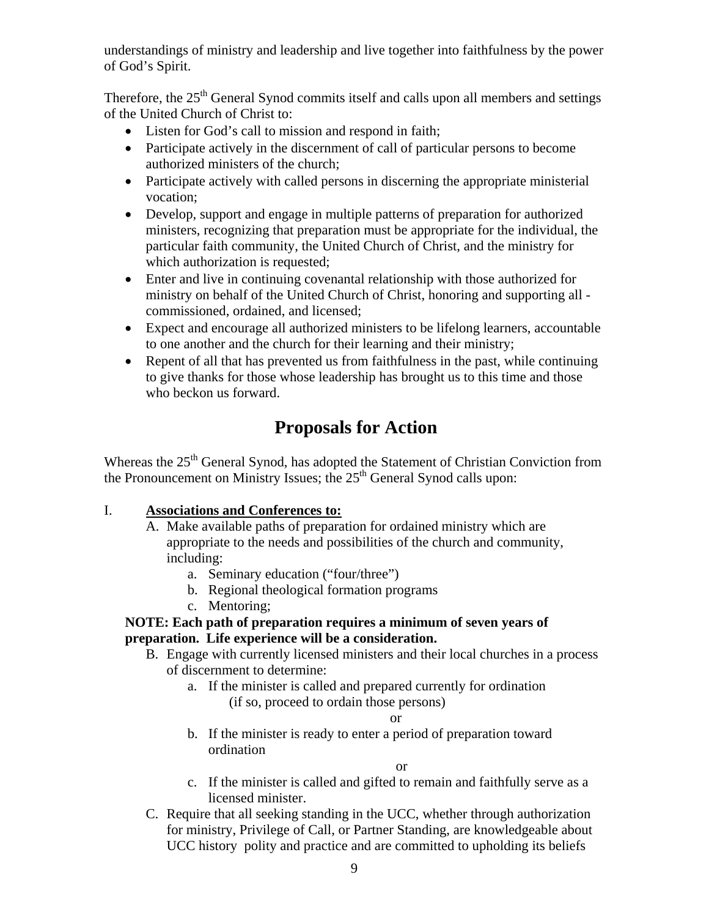understandings of ministry and leadership and live together into faithfulness by the power of God's Spirit.

Therefore, the 25th General Synod commits itself and calls upon all members and settings of the United Church of Christ to:

- Listen for God's call to mission and respond in faith;
- Participate actively in the discernment of call of particular persons to become authorized ministers of the church;
- Participate actively with called persons in discerning the appropriate ministerial vocation;
- Develop, support and engage in multiple patterns of preparation for authorized ministers, recognizing that preparation must be appropriate for the individual, the particular faith community, the United Church of Christ, and the ministry for which authorization is requested;
- Enter and live in continuing covenantal relationship with those authorized for ministry on behalf of the United Church of Christ, honoring and supporting all - commissioned, ordained, and licensed;
- Expect and encourage all authorized ministers to be lifelong learners, accountable to one another and the church for their learning and their ministry;
- Repent of all that has prevented us from faithfulness in the past, while continuing to give thanks for those whose leadership has brought us to this time and those who beckon us forward.

# Proposals for Action

Whereas the 25th General Synod, has adopted the Statement of Christian Conviction from the Pronouncement on Ministry Issues; the 25th General Synod calls upon:

I. **Associations and Conferences to:**

A. Make available paths of preparation for ordained ministry which are appropriate to the needs and possibilities of the church and community, including:

a. Seminary education ("four/three")
b. Regional theological formation programs
c. Mentoring;

**NOTE: Each path of preparation requires a minimum of seven years of preparation. Life experience will be a consideration.**

B. Engage with currently licensed ministers and their local churches in a process of discernment to determine:

a. If the minister is called and prepared currently for ordination (if so, proceed to ordain those persons)

or

b. If the minister is ready to enter a period of preparation toward ordination

or

c. If the minister is called and gifted to remain and faithfully serve as a licensed minister.

C. Require that all seeking standing in the UCC, whether through authorization for ministry, Privilege of Call, or Partner Standing, are knowledgeable about UCC history polity and practice and are committed to upholding its beliefs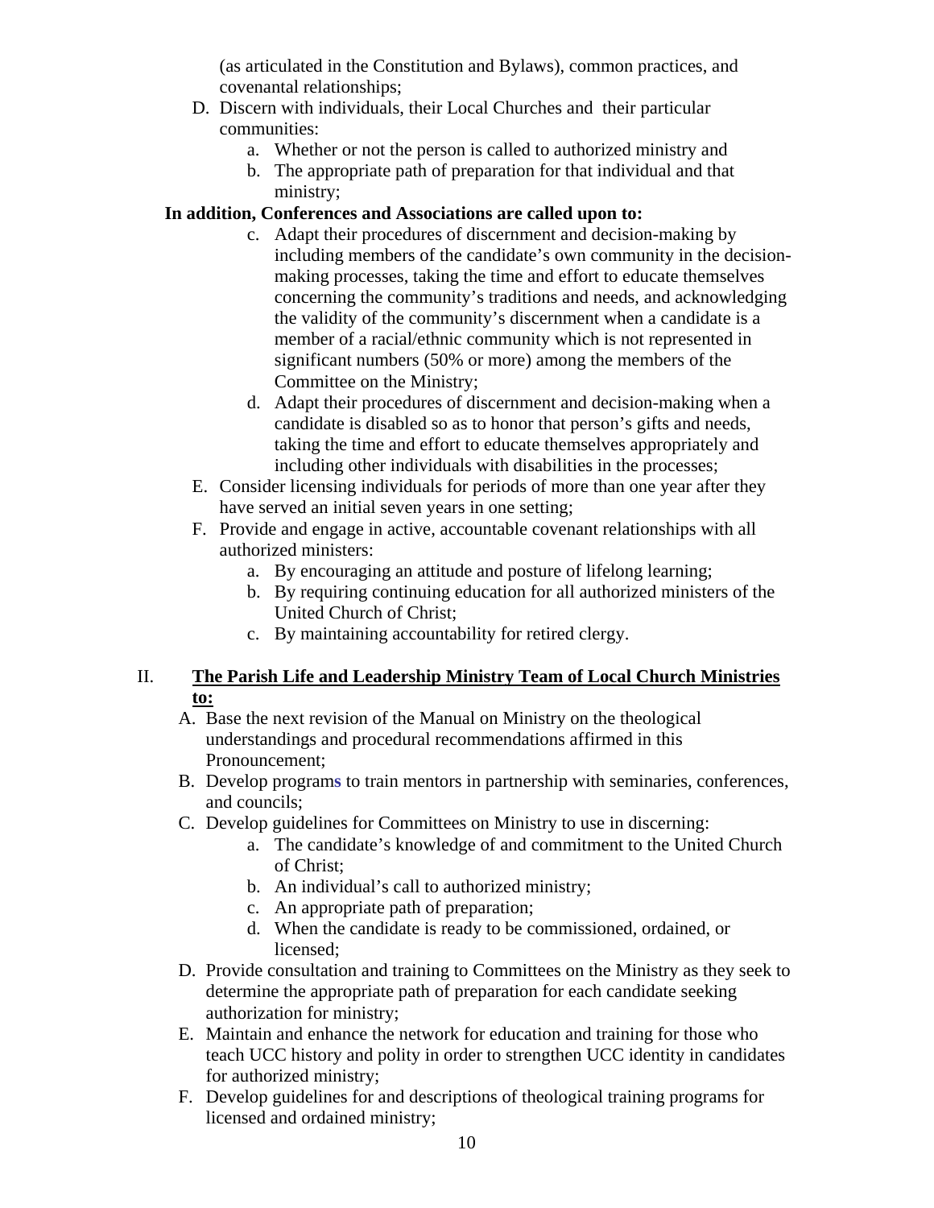(as articulated in the Constitution and Bylaws), common practices, and covenantal relationships;

D. Discern with individuals, their Local Churches and their particular communities:
    a. Whether or not the person is called to authorized ministry and
    b. The appropriate path of preparation for that individual and that ministry;

**In addition, Conferences and Associations are called upon to:**

    c. Adapt their procedures of discernment and decision-making by including members of the candidate's own community in the decision-making processes, taking the time and effort to educate themselves concerning the community's traditions and needs, and acknowledging the validity of the community's discernment when a candidate is a member of a racial/ethnic community which is not represented in significant numbers (50% or more) among the members of the Committee on the Ministry;
    d. Adapt their procedures of discernment and decision-making when a candidate is disabled so as to honor that person's gifts and needs, taking the time and effort to educate themselves appropriately and including other individuals with disabilities in the processes;

E. Consider licensing individuals for periods of more than one year after they have served an initial seven years in one setting;

F. Provide and engage in active, accountable covenant relationships with all authorized ministers:
    a. By encouraging an attitude and posture of lifelong learning;
    b. By requiring continuing education for all authorized ministers of the United Church of Christ;
    c. By maintaining accountability for retired clergy.

II. **<u>The Parish Life and Leadership Ministry Team of Local Church Ministries to:</u>**

A. Base the next revision of the Manual on Ministry on the theological understandings and procedural recommendations affirmed in this Pronouncement;

B. Develop programs to train mentors in partnership with seminaries, conferences, and councils;

C. Develop guidelines for Committees on Ministry to use in discerning:
    a. The candidate's knowledge of and commitment to the United Church of Christ;
    b. An individual's call to authorized ministry;
    c. An appropriate path of preparation;
    d. When the candidate is ready to be commissioned, ordained, or licensed;

D. Provide consultation and training to Committees on the Ministry as they seek to determine the appropriate path of preparation for each candidate seeking authorization for ministry;

E. Maintain and enhance the network for education and training for those who teach UCC history and polity in order to strengthen UCC identity in candidates for authorized ministry;

F. Develop guidelines for and descriptions of theological training programs for licensed and ordained ministry;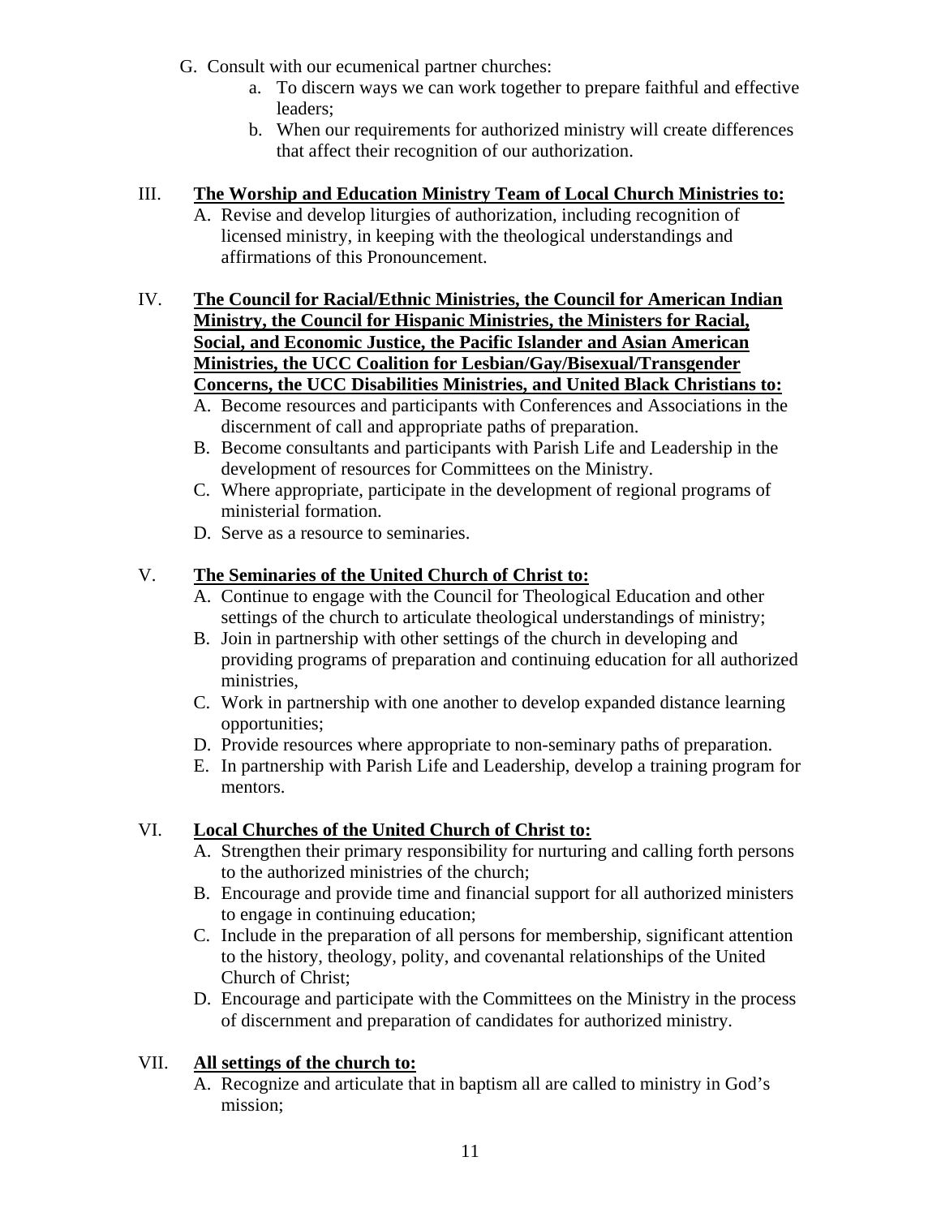G. Consult with our ecumenical partner churches:
   a. To discern ways we can work together to prepare faithful and effective leaders;
   b. When our requirements for authorized ministry will create differences that affect their recognition of our authorization.

III. **The Worship and Education Ministry Team of Local Church Ministries to:**

A. Revise and develop liturgies of authorization, including recognition of licensed ministry, in keeping with the theological understandings and affirmations of this Pronouncement.

IV. **The Council for Racial/Ethnic Ministries, the Council for American Indian Ministry, the Council for Hispanic Ministries, the Ministers for Racial, Social, and Economic Justice, the Pacific Islander and Asian American Ministries, the UCC Coalition for Lesbian/Gay/Bisexual/Transgender Concerns, the UCC Disabilities Ministries, and United Black Christians to:**

A. Become resources and participants with Conferences and Associations in the discernment of call and appropriate paths of preparation.
B. Become consultants and participants with Parish Life and Leadership in the development of resources for Committees on the Ministry.
C. Where appropriate, participate in the development of regional programs of ministerial formation.
D. Serve as a resource to seminaries.

V. **The Seminaries of the United Church of Christ to:**

A. Continue to engage with the Council for Theological Education and other settings of the church to articulate theological understandings of ministry;
B. Join in partnership with other settings of the church in developing and providing programs of preparation and continuing education for all authorized ministries,
C. Work in partnership with one another to develop expanded distance learning opportunities;
D. Provide resources where appropriate to non-seminary paths of preparation.
E. In partnership with Parish Life and Leadership, develop a training program for mentors.

VI. **Local Churches of the United Church of Christ to:**

A. Strengthen their primary responsibility for nurturing and calling forth persons to the authorized ministries of the church;
B. Encourage and provide time and financial support for all authorized ministers to engage in continuing education;
C. Include in the preparation of all persons for membership, significant attention to the history, theology, polity, and covenantal relationships of the United Church of Christ;
D. Encourage and participate with the Committees on the Ministry in the process of discernment and preparation of candidates for authorized ministry.

VII. **All settings of the church to:**

A. Recognize and articulate that in baptism all are called to ministry in God's mission;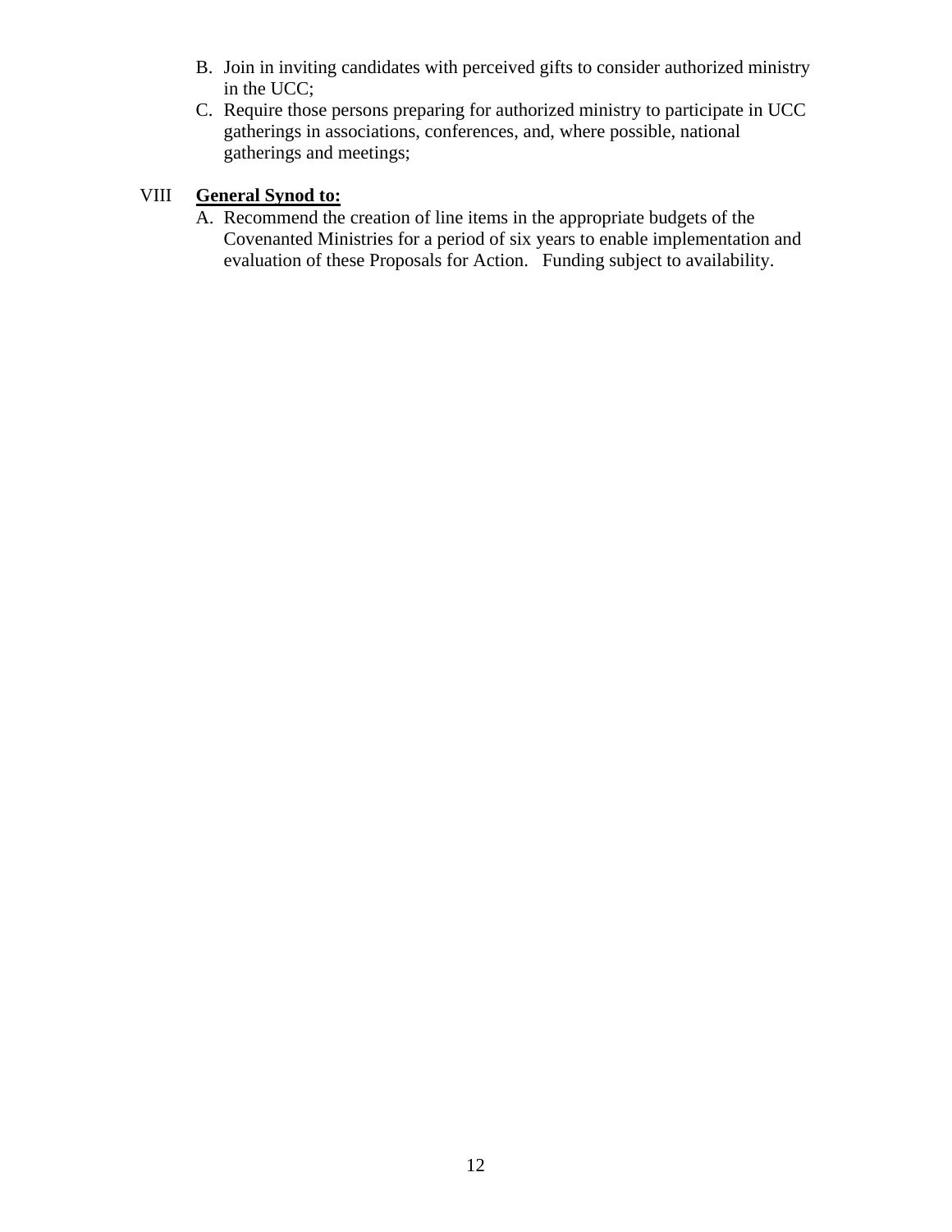B. Join in inviting candidates with perceived gifts to consider authorized ministry in the UCC;
C. Require those persons preparing for authorized ministry to participate in UCC gatherings in associations, conferences, and, where possible, national gatherings and meetings;

VIII **General Synod to:**

A. Recommend the creation of line items in the appropriate budgets of the Covenanted Ministries for a period of six years to enable implementation and evaluation of these Proposals for Action. Funding subject to availability.